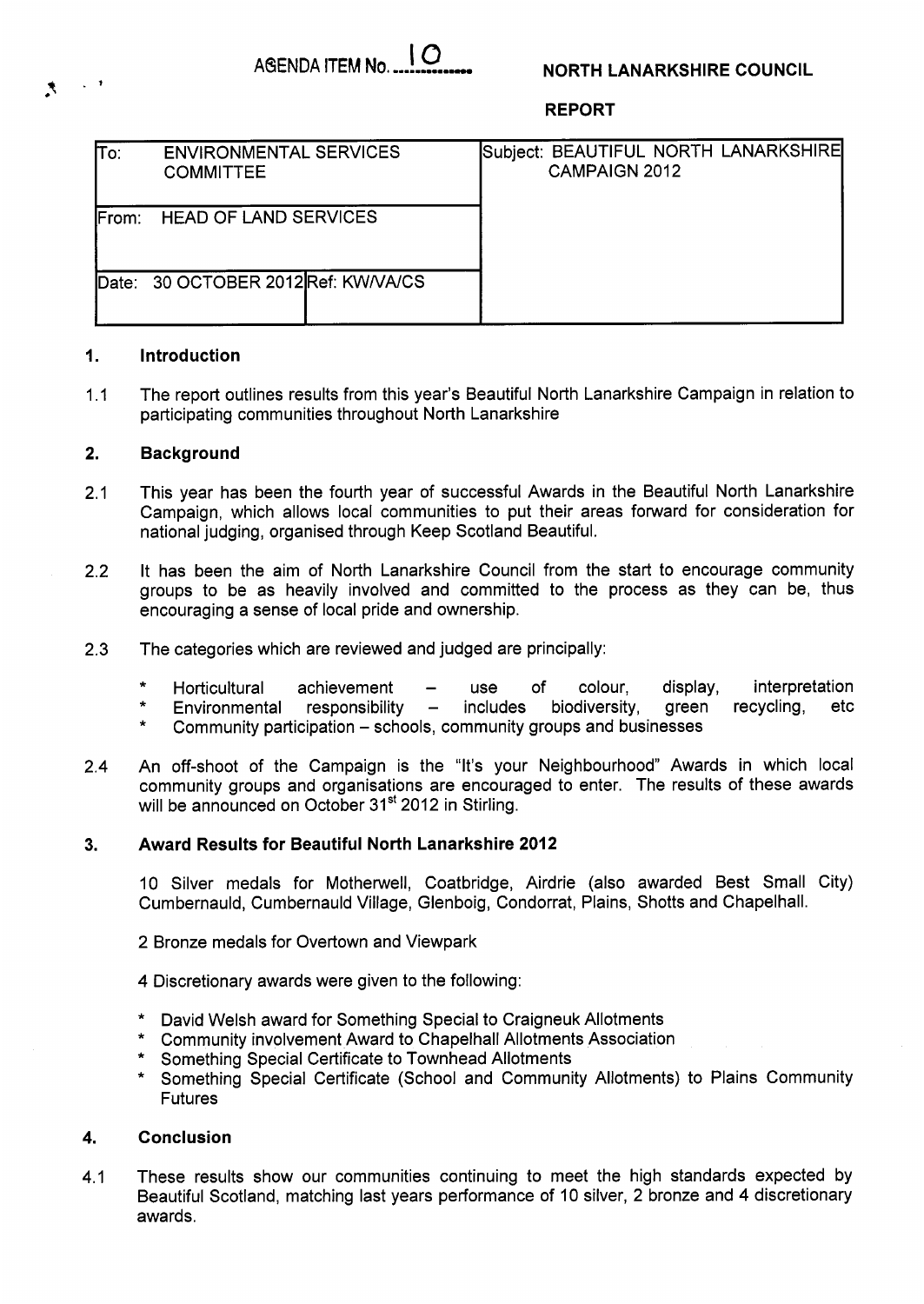AGENDA ITEM No. 10

**NORTH LANARKSHIRE COUNCIL**

**REPORT**

| To: ENVIRONMENTAL SERVICES COMMITTEE | | Subject: BEAUTIFUL NORTH LANARKSHIRE CAMPAIGN 2012 |
|---|---|---|
| From: HEAD OF LAND SERVICES | | |
| Date: 30 OCTOBER 2012 | Ref: KW/VA/CS | |

## 1. Introduction

1.1 The report outlines results from this year's Beautiful North Lanarkshire Campaign in relation to participating communities throughout North Lanarkshire

## 2. Background

2.1 This year has been the fourth year of successful Awards in the Beautiful North Lanarkshire Campaign, which allows local communities to put their areas forward for consideration for national judging, organised through Keep Scotland Beautiful.

2.2 It has been the aim of North Lanarkshire Council from the start to encourage community groups to be as heavily involved and committed to the process as they can be, thus encouraging a sense of local pride and ownership.

2.3 The categories which are reviewed and judged are principally:

- Horticultural achievement – use of colour, display, interpretation
- Environmental responsibility – includes biodiversity, green recycling, etc
- Community participation – schools, community groups and businesses

2.4 An off-shoot of the Campaign is the "It's your Neighbourhood" Awards in which local community groups and organisations are encouraged to enter. The results of these awards will be announced on October 31st 2012 in Stirling.

## 3. Award Results for Beautiful North Lanarkshire 2012

10 Silver medals for Motherwell, Coatbridge, Airdrie (also awarded Best Small City) Cumbernauld, Cumbernauld Village, Glenboig, Condorrat, Plains, Shotts and Chapelhall.

2 Bronze medals for Overtown and Viewpark

4 Discretionary awards were given to the following:

- David Welsh award for Something Special to Craigneuk Allotments
- Community involvement Award to Chapelhall Allotments Association
- Something Special Certificate to Townhead Allotments
- Something Special Certificate (School and Community Allotments) to Plains Community Futures

## 4. Conclusion

4.1 These results show our communities continuing to meet the high standards expected by Beautiful Scotland, matching last years performance of 10 silver, 2 bronze and 4 discretionary awards.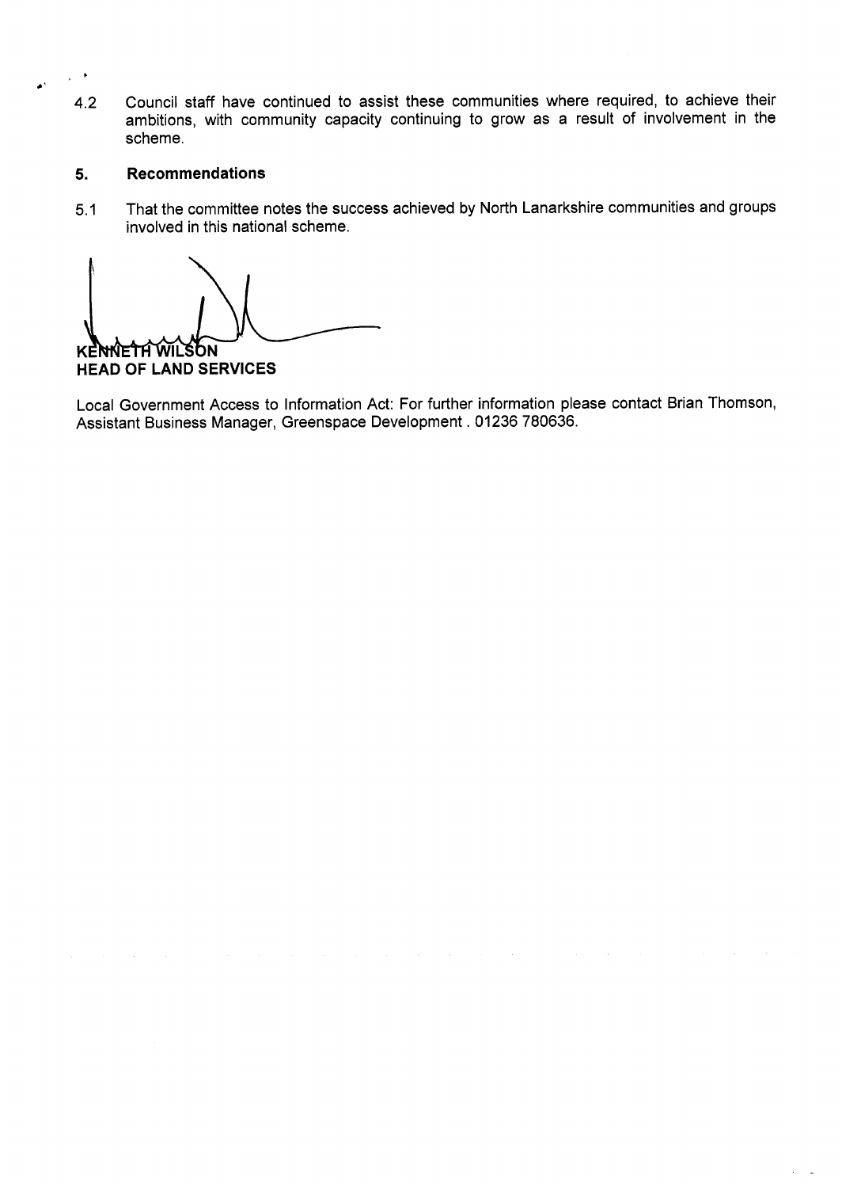4.2 Council staff have continued to assist these communities where required, to achieve their ambitions, with community capacity continuing to grow as a result of involvement in the scheme.

## 5. Recommendations

5.1 That the committee notes the success achieved by North Lanarkshire communities and groups involved in this national scheme.

**KENNETH WILSON**
**HEAD OF LAND SERVICES**

Local Government Access to Information Act: For further information please contact Brian Thomson, Assistant Business Manager, Greenspace Development . 01236 780636.